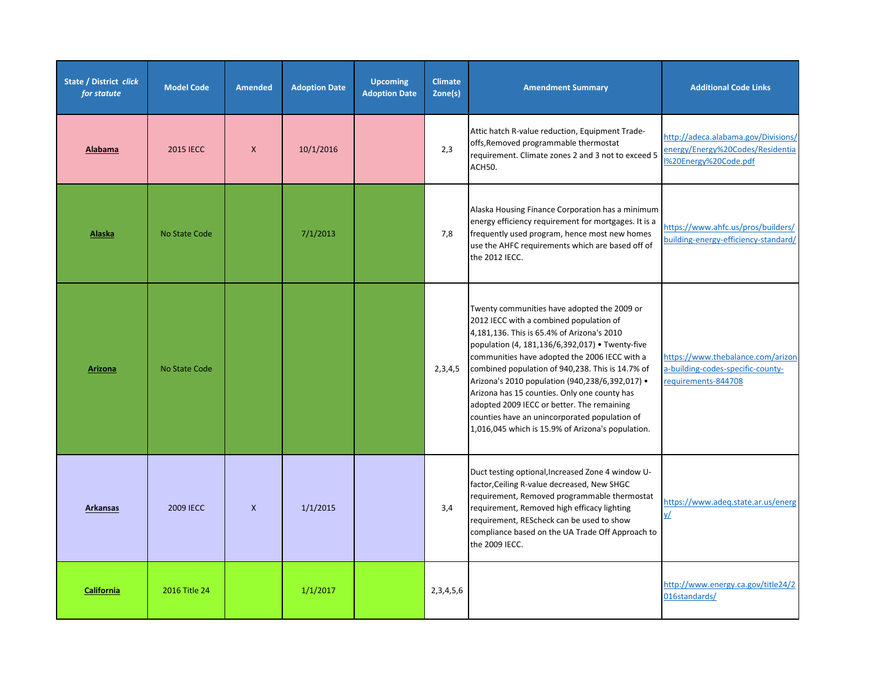| State / District *click for statute* | Model Code | Amended | Adoption Date | Upcoming Adoption Date | Climate Zone(s) | Amendment Summary | Additional Code Links |
|---|---|---|---|---|---|---|---|
| **Alabama** | 2015 IECC | X | 10/1/2016 | | 2,3 | Attic hatch R-value reduction, Equipment Trade-offs,Removed programmable thermostat requirement. Climate zones 2 and 3 not to exceed 5 ACH50. | http://adeca.alabama.gov/Divisions/energy/Energy%20Codes/Residential%20Energy%20Code.pdf |
| **Alaska** | No State Code | | 7/1/2013 | | 7,8 | Alaska Housing Finance Corporation has a minimum energy efficiency requirement for mortgages. It is a frequently used program, hence most new homes use the AHFC requirements which are based off of the 2012 IECC. | https://www.ahfc.us/pros/builders/building-energy-efficiency-standard/ |
| **Arizona** | No State Code | | | | 2,3,4,5 | Twenty communities have adopted the 2009 or 2012 IECC with a combined population of 4,181,136. This is 65.4% of Arizona's 2010 population (4, 181,136/6,392,017) • Twenty-five communities have adopted the 2006 IECC with a combined population of 940,238. This is 14.7% of Arizona's 2010 population (940,238/6,392,017) • Arizona has 15 counties. Only one county has adopted 2009 IECC or better. The remaining counties have an unincorporated population of 1,016,045 which is 15.9% of Arizona's population. | https://www.thebalance.com/arizona-building-codes-specific-county-requirements-844708 |
| **Arkansas** | 2009 IECC | X | 1/1/2015 | | 3,4 | Duct testing optional,Increased Zone 4 window U-factor,Ceiling R-value decreased, New SHGC requirement, Removed programmable thermostat requirement, Removed high efficacy lighting requirement, REScheck can be used to show compliance based on the UA Trade Off Approach to the 2009 IECC. | https://www.adeq.state.ar.us/energy/ |
| **California** | 2016 Title 24 | | 1/1/2017 | | 2,3,4,5,6 | | http://www.energy.ca.gov/title24/2016standards/ |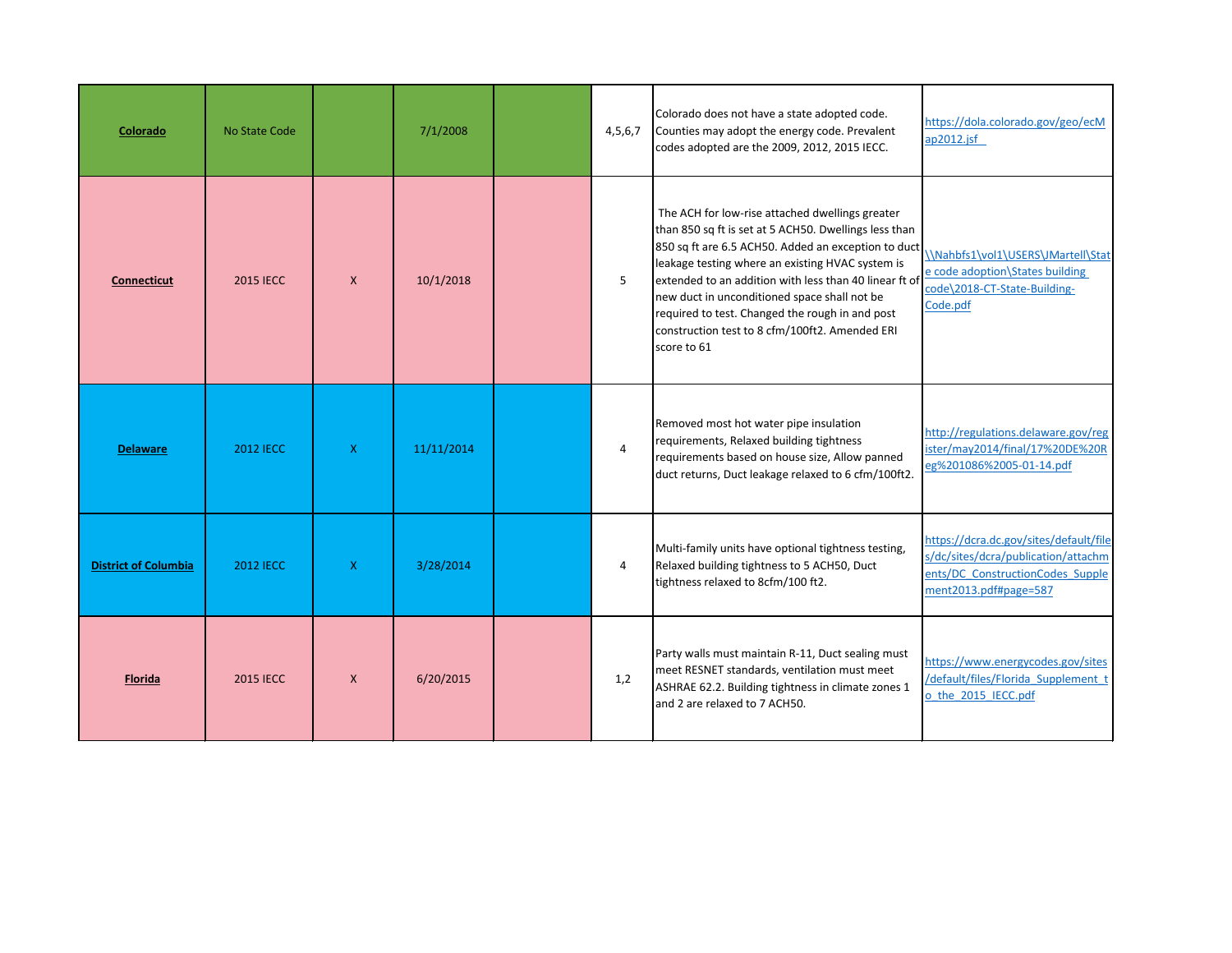| | | | | | | | |
|---|---|---|---|---|---|---|---|
| **Colorado** | No State Code | | 7/1/2008 | | 4,5,6,7 | Colorado does not have a state adopted code. Counties may adopt the energy code. Prevalent codes adopted are the 2009, 2012, 2015 IECC. | https://dola.colorado.gov/geo/ecMap2012.jsf |
| **Connecticut** | 2015 IECC | X | 10/1/2018 | | 5 | The ACH for low-rise attached dwellings greater than 850 sq ft is set at 5 ACH50. Dwellings less than 850 sq ft are 6.5 ACH50. Added an exception to duct leakage testing where an existing HVAC system is extended to an addition with less than 40 linear ft of new duct in unconditioned space shall not be required to test. Changed the rough in and post construction test to 8 cfm/100ft2. Amended ERI score to 61 | \\Nahbfs1\vol1\USERS\JMartell\State code adoption\States building code\2018-CT-State-Building-Code.pdf |
| **Delaware** | 2012 IECC | X | 11/11/2014 | | 4 | Removed most hot water pipe insulation requirements, Relaxed building tightness requirements based on house size, Allow panned duct returns, Duct leakage relaxed to 6 cfm/100ft2. | http://regulations.delaware.gov/register/may2014/final/17%20DE%20Reg%201086%2005-01-14.pdf |
| **District of Columbia** | 2012 IECC | X | 3/28/2014 | | 4 | Multi-family units have optional tightness testing, Relaxed building tightness to 5 ACH50, Duct tightness relaxed to 8cfm/100 ft2. | https://dcra.dc.gov/sites/default/files/dc/sites/dcra/publication/attachments/DC_ConstructionCodes_Supplement2013.pdf#page=587 |
| **Florida** | 2015 IECC | X | 6/20/2015 | | 1,2 | Party walls must maintain R-11, Duct sealing must meet RESNET standards, ventilation must meet ASHRAE 62.2. Building tightness in climate zones 1 and 2 are relaxed to 7 ACH50. | https://www.energycodes.gov/sites/default/files/Florida_Supplement_to_the_2015_IECC.pdf |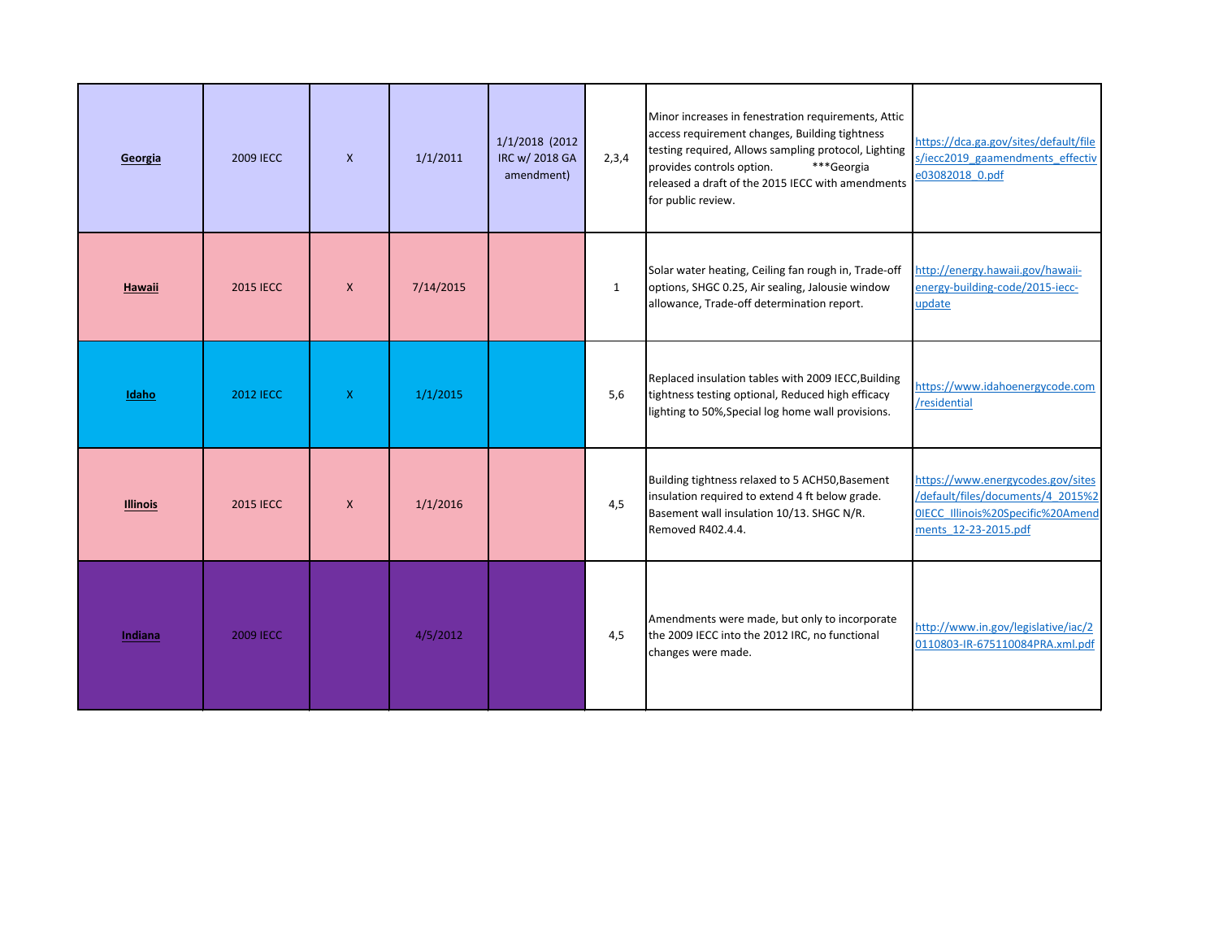| | | | | | | | |
|---|---|---|---|---|---|---|---|
| **Georgia** | 2009 IECC | X | 1/1/2011 | 1/1/2018 (2012 IRC w/ 2018 GA amendment) | 2,3,4 | Minor increases in fenestration requirements, Attic access requirement changes, Building tightness testing required, Allows sampling protocol, Lighting provides controls option. ***Georgia released a draft of the 2015 IECC with amendments for public review. | https://dca.ga.gov/sites/default/files/iecc2019_gaamendments_effective03082018_0.pdf |
| **Hawaii** | 2015 IECC | X | 7/14/2015 | | 1 | Solar water heating, Ceiling fan rough in, Trade-off options, SHGC 0.25, Air sealing, Jalousie window allowance, Trade-off determination report. | http://energy.hawaii.gov/hawaii-energy-building-code/2015-iecc-update |
| **Idaho** | 2012 IECC | X | 1/1/2015 | | 5,6 | Replaced insulation tables with 2009 IECC,Building tightness testing optional, Reduced high efficacy lighting to 50%,Special log home wall provisions. | https://www.idahoenergycode.com/residential |
| **Illinois** | 2015 IECC | X | 1/1/2016 | | 4,5 | Building tightness relaxed to 5 ACH50,Basement insulation required to extend 4 ft below grade. Basement wall insulation 10/13. SHGC N/R. Removed R402.4.4. | https://www.energycodes.gov/sites/default/files/documents/4_2015%20IECC_Illinois%20Specific%20Amendments_12-23-2015.pdf |
| **Indiana** | 2009 IECC | | 4/5/2012 | | 4,5 | Amendments were made, but only to incorporate the 2009 IECC into the 2012 IRC, no functional changes were made. | http://www.in.gov/legislative/iac/20110803-IR-675110084PRA.xml.pdf |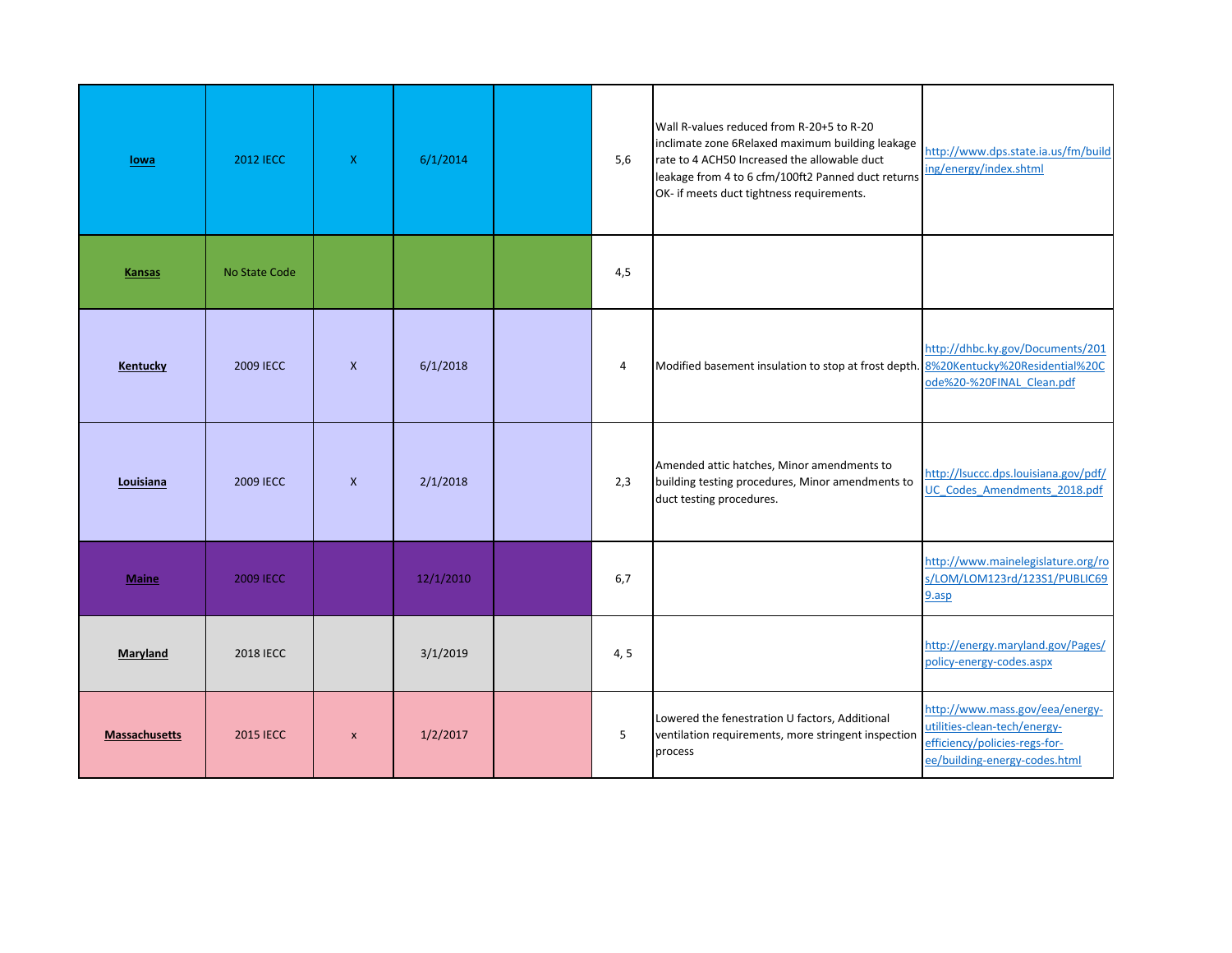| | | | | | | | |
|---|---|---|---|---|---|---|---|
| **Iowa** | 2012 IECC | X | 6/1/2014 | | 5,6 | Wall R-values reduced from R-20+5 to R-20 inclimate zone 6Relaxed maximum building leakage rate to 4 ACH50 Increased the allowable duct leakage from 4 to 6 cfm/100ft2 Panned duct returns OK- if meets duct tightness requirements. | http://www.dps.state.ia.us/fm/building/energy/index.shtml |
| **Kansas** | No State Code | | | | 4,5 | | |
| **Kentucky** | 2009 IECC | X | 6/1/2018 | | 4 | Modified basement insulation to stop at frost depth. | http://dhbc.ky.gov/Documents/2018%20Kentucky%20Residential%20Code%20-%20FINAL_Clean.pdf |
| **Louisiana** | 2009 IECC | X | 2/1/2018 | | 2,3 | Amended attic hatches, Minor amendments to building testing procedures, Minor amendments to duct testing procedures. | http://lsuccc.dps.louisiana.gov/pdf/UC_Codes_Amendments_2018.pdf |
| **Maine** | 2009 IECC | | 12/1/2010 | | 6,7 | | http://www.mainelegislature.org/ros/LOM/LOM123rd/123S1/PUBLIC699.asp |
| **Maryland** | 2018 IECC | | 3/1/2019 | | 4, 5 | | http://energy.maryland.gov/Pages/policy-energy-codes.aspx |
| **Massachusetts** | 2015 IECC | x | 1/2/2017 | | 5 | Lowered the fenestration U factors, Additional ventilation requirements, more stringent inspection process | http://www.mass.gov/eea/energy-utilities-clean-tech/energy-efficiency/policies-regs-for-ee/building-energy-codes.html |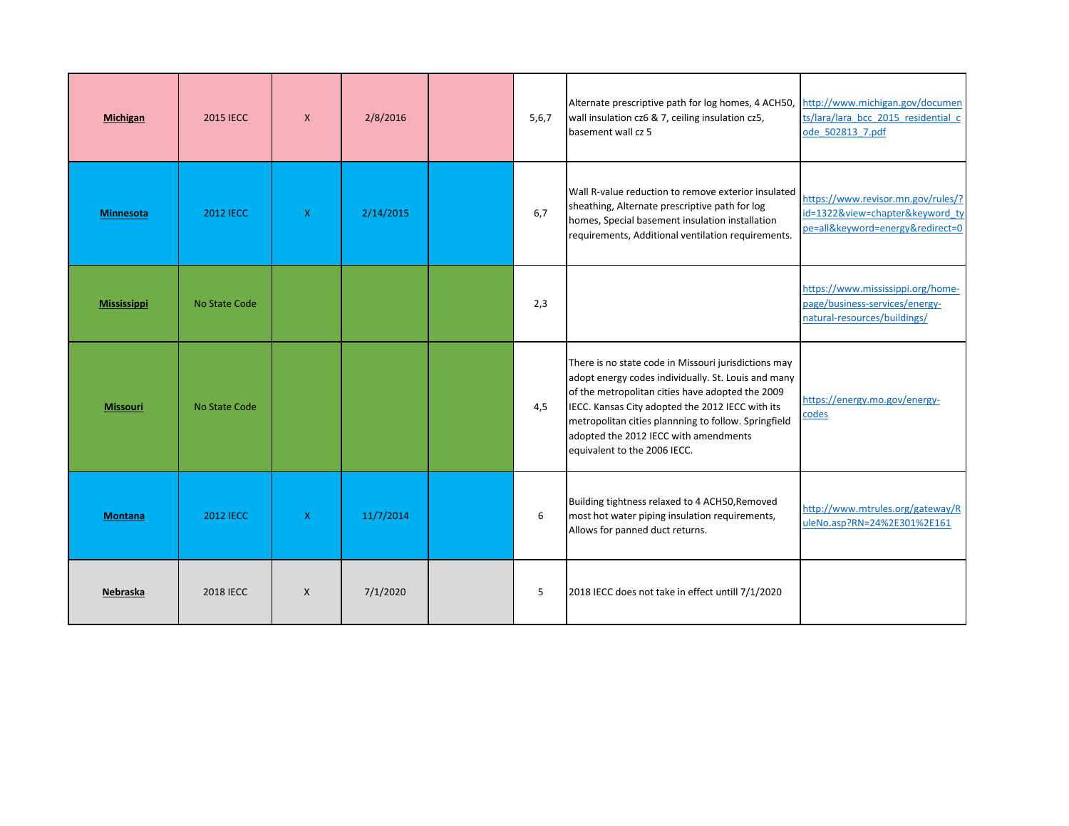| | | | | | | | |
|---|---|---|---|---|---|---|---|
| **Michigan** | 2015 IECC | X | 2/8/2016 | | 5,6,7 | Alternate prescriptive path for log homes, 4 ACH50, wall insulation cz6 & 7, ceiling insulation cz5, basement wall cz 5 | http://www.michigan.gov/documents/lara/lara_bcc_2015_residential_code_502813_7.pdf |
| **Minnesota** | 2012 IECC | X | 2/14/2015 | | 6,7 | Wall R-value reduction to remove exterior insulated sheathing, Alternate prescriptive path for log homes, Special basement insulation installation requirements, Additional ventilation requirements. | https://www.revisor.mn.gov/rules/?id=1322&view=chapter&keyword_type=all&keyword=energy&redirect=0 |
| **Mississippi** | No State Code | | | | 2,3 | | https://www.mississippi.org/home-page/business-services/energy-natural-resources/buildings/ |
| **Missouri** | No State Code | | | | 4,5 | There is no state code in Missouri jurisdictions may adopt energy codes individually. St. Louis and many of the metropolitan cities have adopted the 2009 IECC. Kansas City adopted the 2012 IECC with its metropolitan cities plannning to follow. Springfield adopted the 2012 IECC with amendments equivalent to the 2006 IECC. | https://energy.mo.gov/energy-codes |
| **Montana** | 2012 IECC | X | 11/7/2014 | | 6 | Building tightness relaxed to 4 ACH50,Removed most hot water piping insulation requirements, Allows for panned duct returns. | http://www.mtrules.org/gateway/RuleNo.asp?RN=24%2E301%2E161 |
| **Nebraska** | 2018 IECC | X | 7/1/2020 | | 5 | 2018 IECC does not take in effect untill 7/1/2020 | |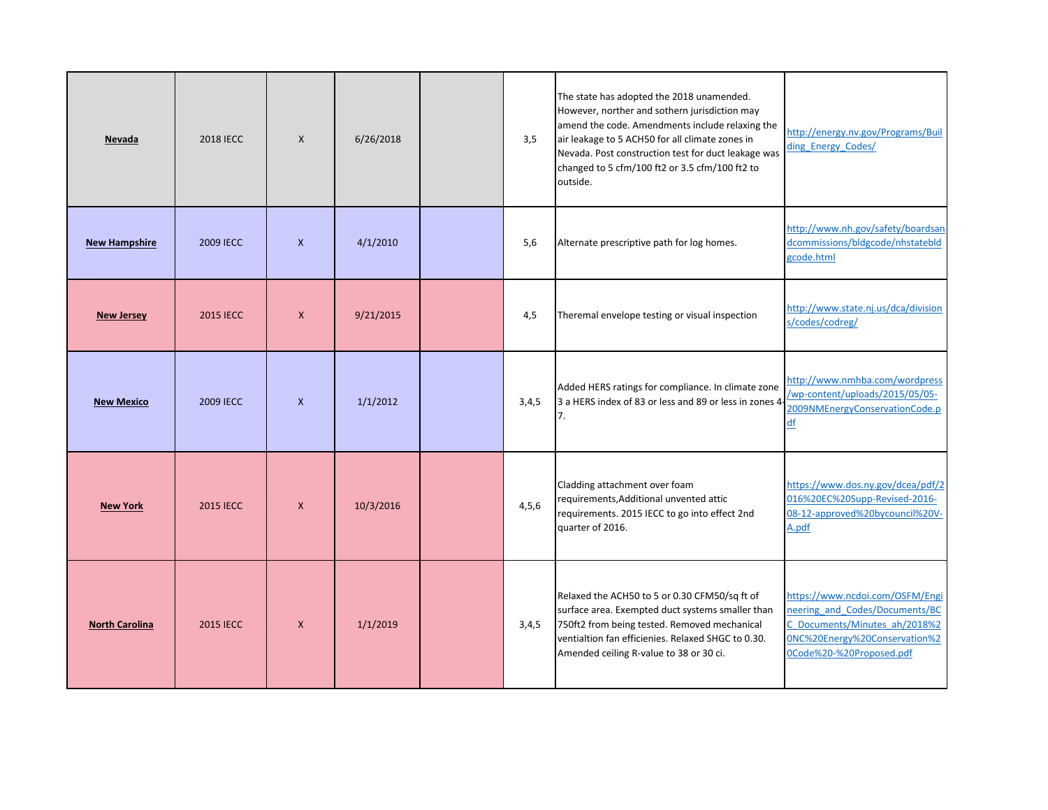| | | | | | | | |
|---|---|---|---|---|---|---|---|
| **Nevada** | 2018 IECC | X | 6/26/2018 | | 3,5 | The state has adopted the 2018 unamended. However, norther and sothern jurisdiction may amend the code. Amendments include relaxing the air leakage to 5 ACH50 for all climate zones in Nevada. Post construction test for duct leakage was changed to 5 cfm/100 ft2 or 3.5 cfm/100 ft2 to outside. | http://energy.nv.gov/Programs/Building_Energy_Codes/ |
| **New Hampshire** | 2009 IECC | X | 4/1/2010 | | 5,6 | Alternate prescriptive path for log homes. | http://www.nh.gov/safety/boardsandcommissions/bldgcode/nhstatebldgcode.html |
| **New Jersey** | 2015 IECC | X | 9/21/2015 | | 4,5 | Theremal envelope testing or visual inspection | http://www.state.nj.us/dca/divisions/codes/codreg/ |
| **New Mexico** | 2009 IECC | X | 1/1/2012 | | 3,4,5 | Added HERS ratings for compliance. In climate zone 3 a HERS index of 83 or less and 89 or less in zones 4-7. | http://www.nmhba.com/wordpress/wp-content/uploads/2015/05/05-2009NMEnergyConservationCode.pdf |
| **New York** | 2015 IECC | X | 10/3/2016 | | 4,5,6 | Cladding attachment over foam requirements,Additional unvented attic requirements. 2015 IECC to go into effect 2nd quarter of 2016. | https://www.dos.ny.gov/dcea/pdf/2016%20EC%20Supp-Revised-2016-08-12-approved%20bycouncil%20V-A.pdf |
| **North Carolina** | 2015 IECC | X | 1/1/2019 | | 3,4,5 | Relaxed the ACH50 to 5 or 0.30 CFM50/sq ft of surface area. Exempted duct systems smaller than 750ft2 from being tested. Removed mechanical ventialtion fan efficienies. Relaxed SHGC to 0.30. Amended ceiling R-value to 38 or 30 ci. | https://www.ncdoi.com/OSFM/Engineering_and_Codes/Documents/BCC_Documents/Minutes_ah/2018%20NC%20Energy%20Conservation%20Code%20-%20Proposed.pdf |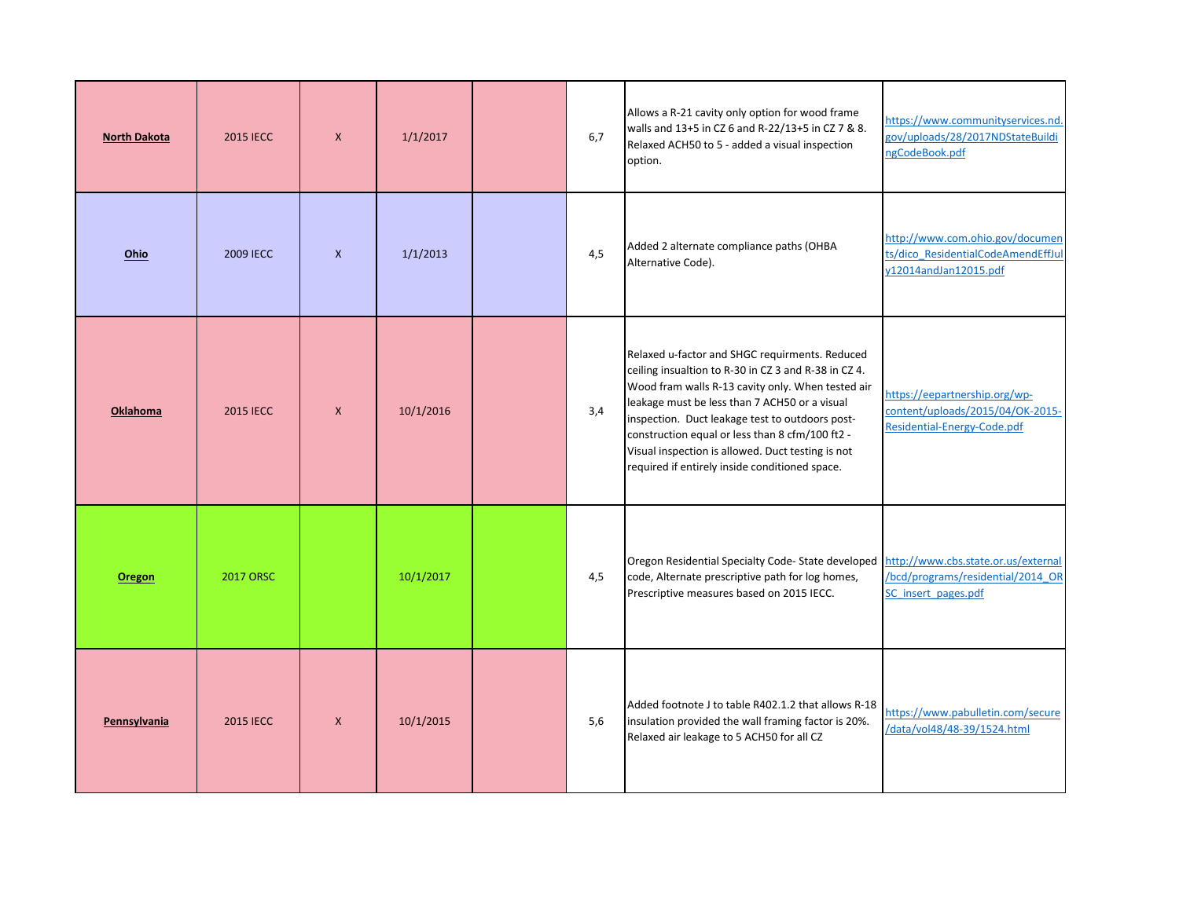| | | | | | | | |
|---|---|---|---|---|---|---|---|
| **North Dakota** | 2015 IECC | X | 1/1/2017 | | 6,7 | Allows a R-21 cavity only option for wood frame walls and 13+5 in CZ 6 and R-22/13+5 in CZ 7 & 8. Relaxed ACH50 to 5 - added a visual inspection option. | https://www.communityservices.nd.gov/uploads/28/2017NDStateBuildingCodeBook.pdf |
| **Ohio** | 2009 IECC | X | 1/1/2013 | | 4,5 | Added 2 alternate compliance paths (OHBA Alternative Code). | http://www.com.ohio.gov/documents/dico_ResidentialCodeAmendEffJuly12014andJan12015.pdf |
| **Oklahoma** | 2015 IECC | X | 10/1/2016 | | 3,4 | Relaxed u-factor and SHGC requirments. Reduced ceiling insualtion to R-30 in CZ 3 and R-38 in CZ 4. Wood fram walls R-13 cavity only. When tested air leakage must be less than 7 ACH50 or a visual inspection. Duct leakage test to outdoors post-construction equal or less than 8 cfm/100 ft2 - Visual inspection is allowed. Duct testing is not required if entirely inside conditioned space. | https://eepartnership.org/wp-content/uploads/2015/04/OK-2015-Residential-Energy-Code.pdf |
| **Oregon** | 2017 ORSC | | 10/1/2017 | | 4,5 | Oregon Residential Specialty Code- State developed code, Alternate prescriptive path for log homes, Prescriptive measures based on 2015 IECC. | http://www.cbs.state.or.us/external/bcd/programs/residential/2014_ORSC_insert_pages.pdf |
| **Pennsylvania** | 2015 IECC | X | 10/1/2015 | | 5,6 | Added footnote J to table R402.1.2 that allows R-18 insulation provided the wall framing factor is 20%. Relaxed air leakage to 5 ACH50 for all CZ | https://www.pabulletin.com/secure/data/vol48/48-39/1524.html |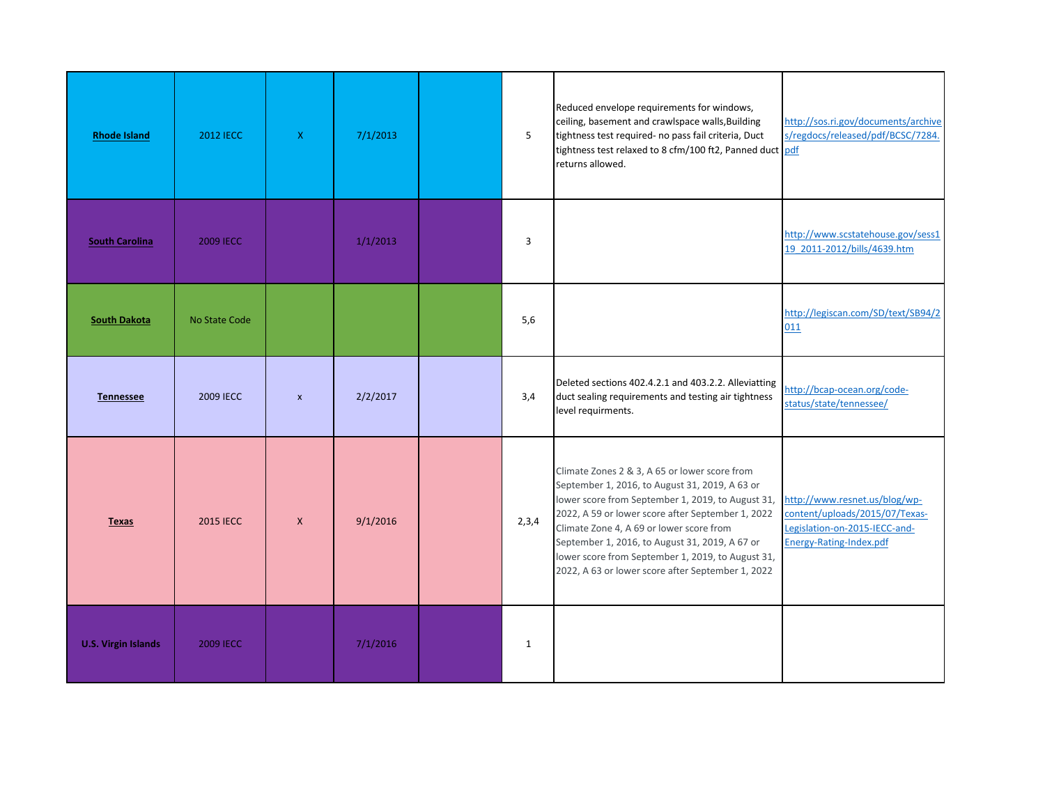| | | | | | | | |
|---|---|---|---|---|---|---|---|
| **Rhode Island** | 2012 IECC | X | 7/1/2013 | | 5 | Reduced envelope requirements for windows, ceiling, basement and crawlspace walls,Building tightness test required- no pass fail criteria, Duct tightness test relaxed to 8 cfm/100 ft2, Panned duct returns allowed. | http://sos.ri.gov/documents/archives/regdocs/released/pdf/BCSC/7284.pdf |
| **South Carolina** | 2009 IECC | | 1/1/2013 | | 3 | | http://www.scstatehouse.gov/sess119_2011-2012/bills/4639.htm |
| **South Dakota** | No State Code | | | | 5,6 | | http://legiscan.com/SD/text/SB94/2011 |
| **Tennessee** | 2009 IECC | x | 2/2/2017 | | 3,4 | Deleted sections 402.4.2.1 and 403.2.2. Alleviatting duct sealing requirements and testing air tightness level requirments. | http://bcap-ocean.org/code-status/state/tennessee/ |
| **Texas** | 2015 IECC | X | 9/1/2016 | | 2,3,4 | Climate Zones 2 & 3, A 65 or lower score from September 1, 2016, to August 31, 2019, A 63 or lower score from September 1, 2019, to August 31, 2022, A 59 or lower score after September 1, 2022 Climate Zone 4, A 69 or lower score from September 1, 2016, to August 31, 2019, A 67 or lower score from September 1, 2019, to August 31, 2022, A 63 or lower score after September 1, 2022 | http://www.resnet.us/blog/wp-content/uploads/2015/07/Texas-Legislation-on-2015-IECC-and-Energy-Rating-Index.pdf |
| **U.S. Virgin Islands** | 2009 IECC | | 7/1/2016 | | 1 | | |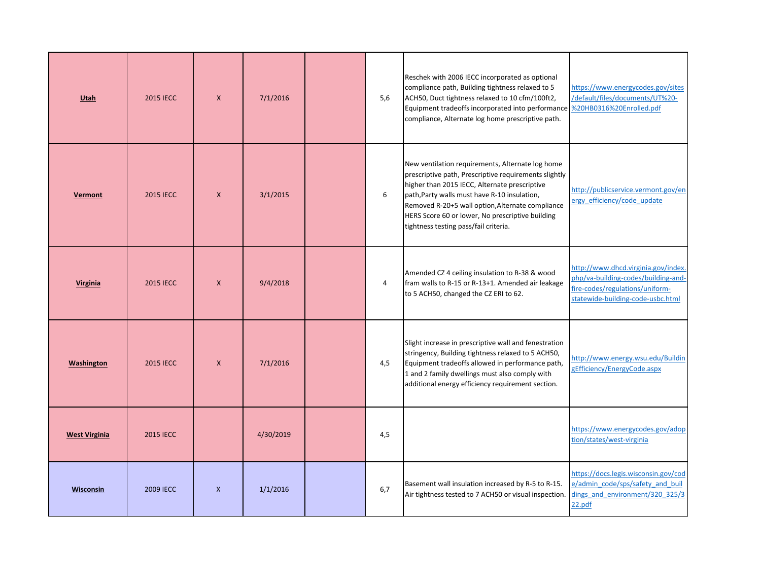| | | | | | | | |
|---|---|---|---|---|---|---|---|
| **Utah** | 2015 IECC | X | 7/1/2016 | | 5,6 | Reschek with 2006 IECC incorporated as optional compliance path, Building tightness relaxed to 5 ACH50, Duct tightness relaxed to 10 cfm/100ft2, Equipment tradeoffs incorporated into performance compliance, Alternate log home prescriptive path. | https://www.energycodes.gov/sites/default/files/documents/UT%20-%20HB0316%20Enrolled.pdf |
| **Vermont** | 2015 IECC | X | 3/1/2015 | | 6 | New ventilation requirements, Alternate log home prescriptive path, Prescriptive requirements slightly higher than 2015 IECC, Alternate prescriptive path,Party walls must have R-10 insulation, Removed R-20+5 wall option,Alternate compliance HERS Score 60 or lower, No prescriptive building tightness testing pass/fail criteria. | http://publicservice.vermont.gov/energy_efficiency/code_update |
| **Virginia** | 2015 IECC | X | 9/4/2018 | | 4 | Amended CZ 4 ceiling insulation to R-38 & wood fram walls to R-15 or R-13+1. Amended air leakage to 5 ACH50, changed the CZ ERI to 62. | http://www.dhcd.virginia.gov/index.php/va-building-codes/building-and-fire-codes/regulations/uniform-statewide-building-code-usbc.html |
| **Washington** | 2015 IECC | X | 7/1/2016 | | 4,5 | Slight increase in prescriptive wall and fenestration stringency, Building tightness relaxed to 5 ACH50, Equipment tradeoffs allowed in performance path, 1 and 2 family dwellings must also comply with additional energy efficiency requirement section. | http://www.energy.wsu.edu/BuildingEfficiency/EnergyCode.aspx |
| **West Virginia** | 2015 IECC | | 4/30/2019 | | 4,5 | | https://www.energycodes.gov/adoption/states/west-virginia |
| **Wisconsin** | 2009 IECC | X | 1/1/2016 | | 6,7 | Basement wall insulation increased by R-5 to R-15. Air tightness tested to 7 ACH50 or visual inspection. | https://docs.legis.wisconsin.gov/code/admin_code/sps/safety_and_buildings_and_environment/320_325/322.pdf |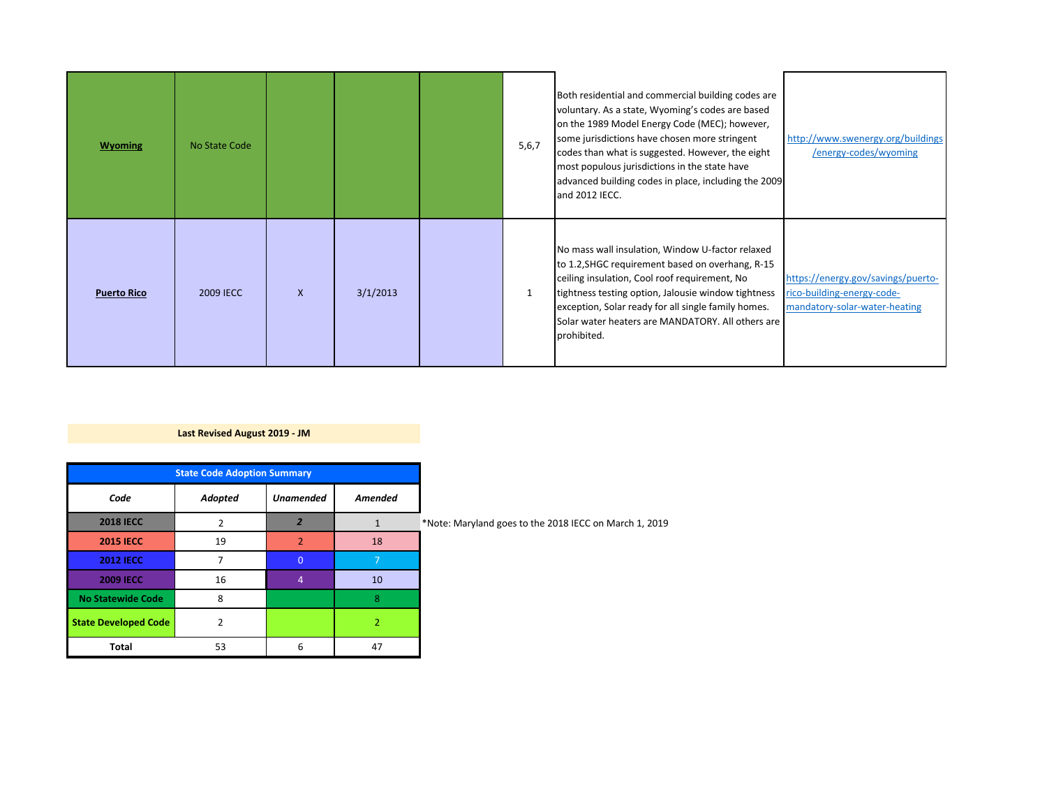| | | | | | | | |
|---|---|---|---|---|---|---|---|
| **Wyoming** | No State Code | | | | 5,6,7 | Both residential and commercial building codes are voluntary. As a state, Wyoming's codes are based on the 1989 Model Energy Code (MEC); however, some jurisdictions have chosen more stringent codes than what is suggested. However, the eight most populous jurisdictions in the state have advanced building codes in place, including the 2009 and 2012 IECC. | http://www.swenergy.org/buildings/energy-codes/wyoming |
| **Puerto Rico** | 2009 IECC | X | 3/1/2013 | | 1 | No mass wall insulation, Window U-factor relaxed to 1.2,SHGC requirement based on overhang, R-15 ceiling insulation, Cool roof requirement, No tightness testing option, Jalousie window tightness exception, Solar ready for all single family homes. Solar water heaters are MANDATORY. All others are prohibited. | https://energy.gov/savings/puerto-rico-building-energy-code-mandatory-solar-water-heating |

**Last Revised August 2019 - JM**

**State Code Adoption Summary**

| *Code* | *Adopted* | *Unamended* | *Amended* |
|---|---|---|---|
| **2018 IECC** | 2 | ***2*** | 1 |
| **2015 IECC** | 19 | 2 | 18 |
| **2012 IECC** | 7 | 0 | 7 |
| **2009 IECC** | 16 | 4 | 10 |
| **No Statewide Code** | 8 | | 8 |
| **State Developed Code** | 2 | | 2 |
| **Total** | 53 | 6 | 47 |

*Note: Maryland goes to the 2018 IECC on March 1, 2019